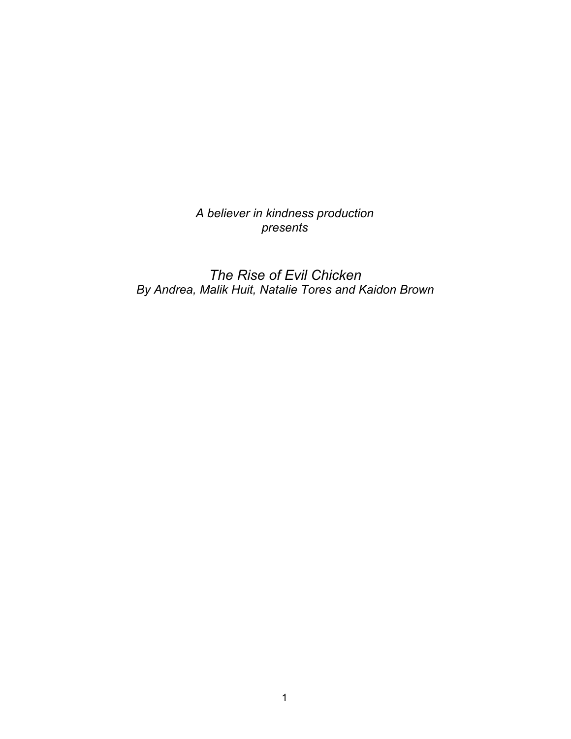*A believer in kindness production*
*presents*

# *The Rise of Evil Chicken*

*By Andrea, Malik Huit, Natalie Tores and Kaidon Brown*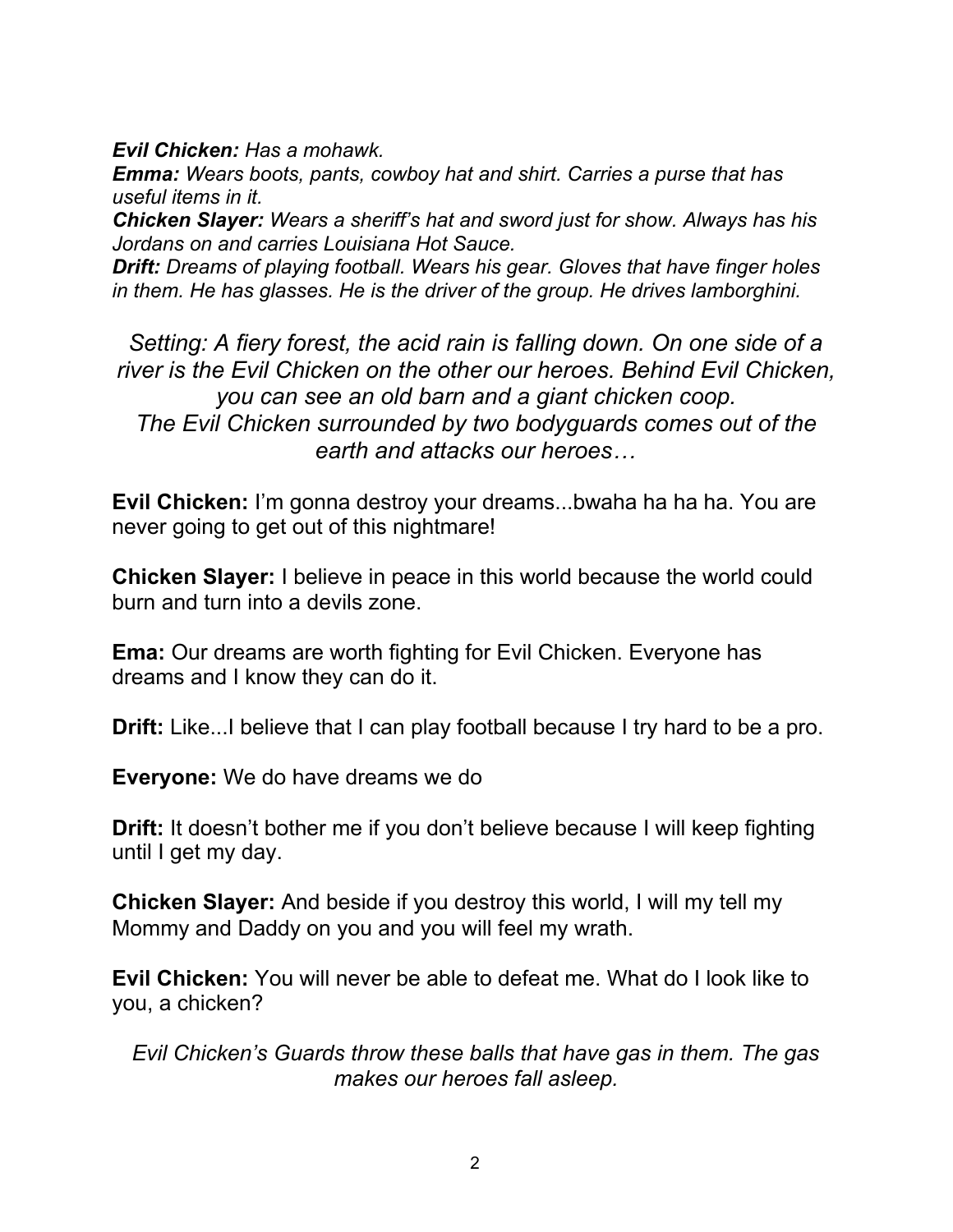***Evil Chicken:*** *Has a mohawk.*
***Emma:*** *Wears boots, pants, cowboy hat and shirt. Carries a purse that has useful items in it.*
***Chicken Slayer:*** *Wears a sheriff's hat and sword just for show. Always has his Jordans on and carries Louisiana Hot Sauce.*
***Drift:*** *Dreams of playing football. Wears his gear. Gloves that have finger holes in them. He has glasses. He is the driver of the group. He drives lamborghini.*

*Setting: A fiery forest, the acid rain is falling down. On one side of a river is the Evil Chicken on the other our heroes. Behind Evil Chicken, you can see an old barn and a giant chicken coop.*
*The Evil Chicken surrounded by two bodyguards comes out of the earth and attacks our heroes…*

**Evil Chicken:** I'm gonna destroy your dreams...bwaha ha ha ha. You are never going to get out of this nightmare!

**Chicken Slayer:** I believe in peace in this world because the world could burn and turn into a devils zone.

**Ema:** Our dreams are worth fighting for Evil Chicken. Everyone has dreams and I know they can do it.

**Drift:** Like...I believe that I can play football because I try hard to be a pro.

**Everyone:** We do have dreams we do

**Drift:** It doesn't bother me if you don't believe because I will keep fighting until I get my day.

**Chicken Slayer:** And beside if you destroy this world, I will my tell my Mommy and Daddy on you and you will feel my wrath.

**Evil Chicken:** You will never be able to defeat me. What do I look like to you, a chicken?

*Evil Chicken's Guards throw these balls that have gas in them. The gas makes our heroes fall asleep.*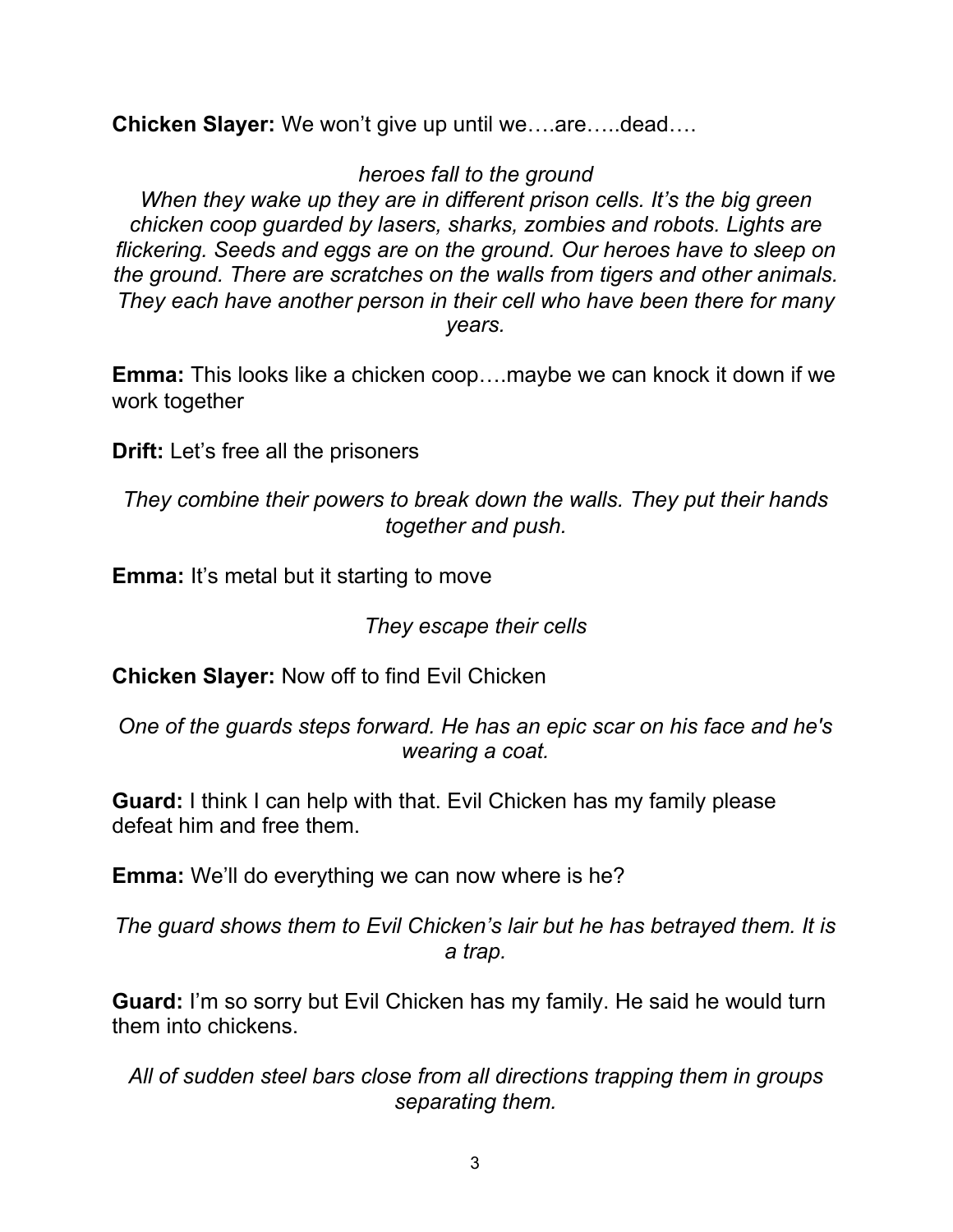**Chicken Slayer:** We won't give up until we….are…..dead….

*heroes fall to the ground*

*When they wake up they are in different prison cells. It's the big green chicken coop guarded by lasers, sharks, zombies and robots. Lights are flickering. Seeds and eggs are on the ground. Our heroes have to sleep on the ground. There are scratches on the walls from tigers and other animals. They each have another person in their cell who have been there for many years.*

**Emma:** This looks like a chicken coop….maybe we can knock it down if we work together

**Drift:** Let's free all the prisoners

*They combine their powers to break down the walls. They put their hands together and push.*

**Emma:** It's metal but it starting to move

*They escape their cells*

**Chicken Slayer:** Now off to find Evil Chicken

*One of the guards steps forward. He has an epic scar on his face and he's wearing a coat.*

**Guard:** I think I can help with that. Evil Chicken has my family please defeat him and free them.

**Emma:** We'll do everything we can now where is he?

*The guard shows them to Evil Chicken's lair but he has betrayed them. It is a trap.*

**Guard:** I'm so sorry but Evil Chicken has my family. He said he would turn them into chickens.

*All of sudden steel bars close from all directions trapping them in groups separating them.*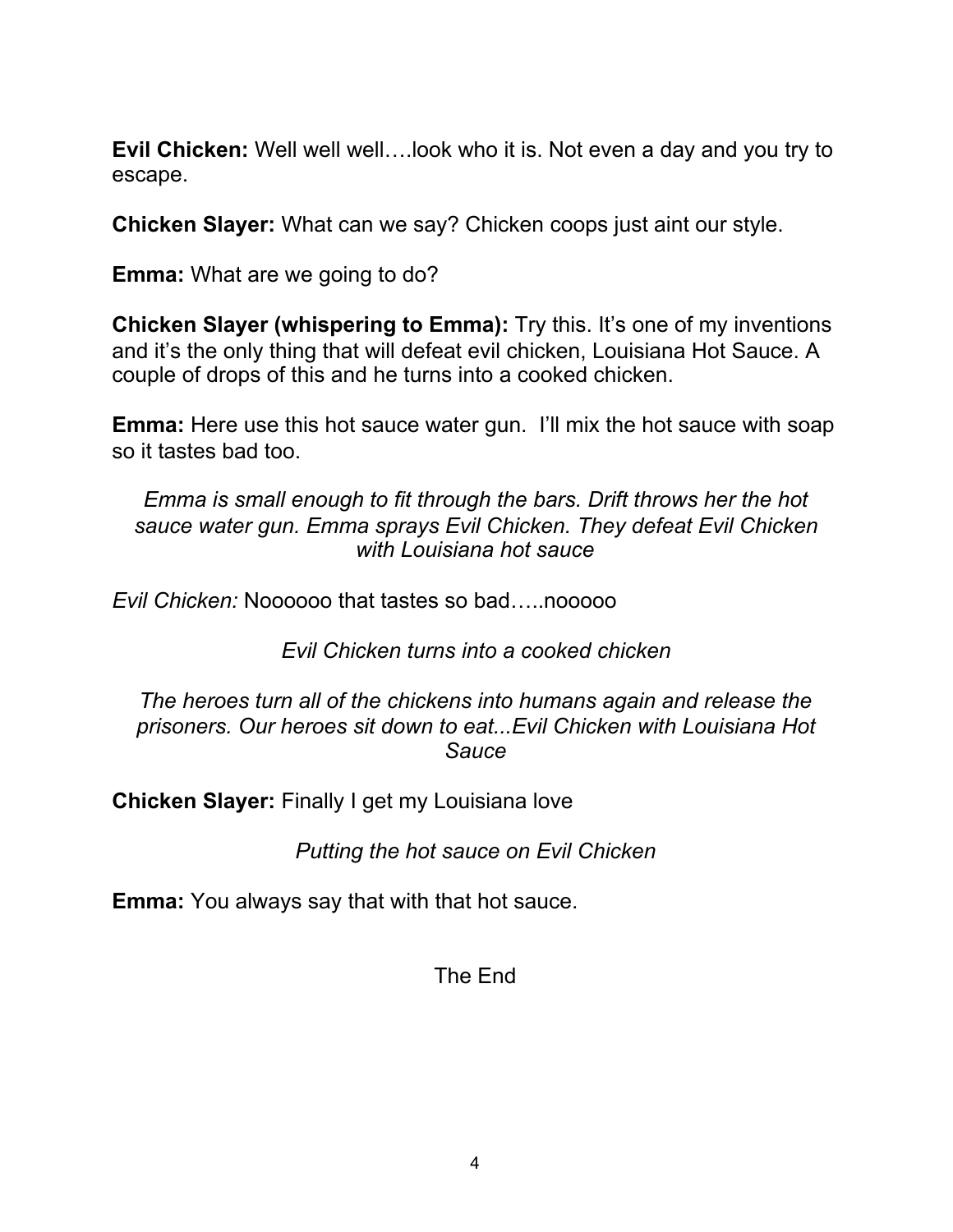**Evil Chicken:** Well well well….look who it is. Not even a day and you try to escape.

**Chicken Slayer:** What can we say? Chicken coops just aint our style.

**Emma:** What are we going to do?

**Chicken Slayer (whispering to Emma):** Try this. It's one of my inventions and it's the only thing that will defeat evil chicken, Louisiana Hot Sauce. A couple of drops of this and he turns into a cooked chicken.

**Emma:** Here use this hot sauce water gun.  I'll mix the hot sauce with soap so it tastes bad too.

*Emma is small enough to fit through the bars. Drift throws her the hot sauce water gun. Emma sprays Evil Chicken. They defeat Evil Chicken with Louisiana hot sauce*

*Evil Chicken:* Noooooo that tastes so bad…..nooooo

*Evil Chicken turns into a cooked chicken*

*The heroes turn all of the chickens into humans again and release the prisoners. Our heroes sit down to eat...Evil Chicken with Louisiana Hot Sauce*

**Chicken Slayer:** Finally I get my Louisiana love

*Putting the hot sauce on Evil Chicken*

**Emma:** You always say that with that hot sauce.

The End